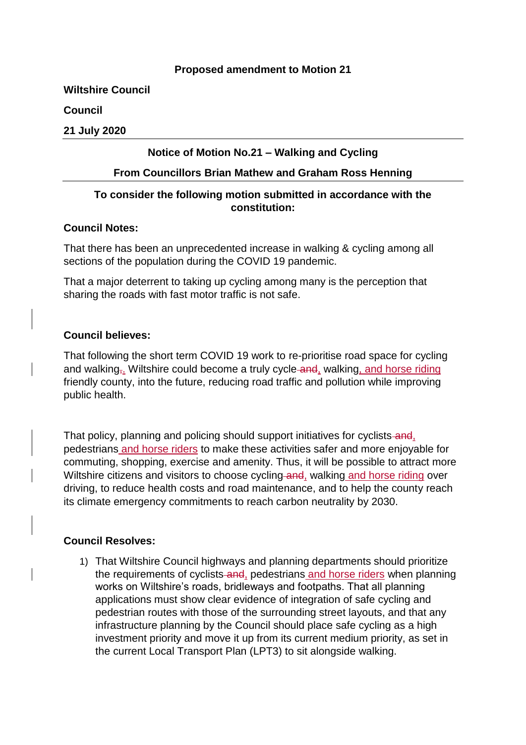**Proposed amendment to Motion 21**

**Wiltshire Council**

**Council**

**21 July 2020**

---

**Notice of Motion No.21 – Walking and Cycling**

**From Councillors Brian Mathew and Graham Ross Henning**

---

**To consider the following motion submitted in accordance with the constitution:**

**Council Notes:**

That there has been an unprecedented increase in walking & cycling among all sections of the population during the COVID 19 pandemic.

That a major deterrent to taking up cycling among many is the perception that sharing the roads with fast motor traffic is not safe.

**Council believes:**

That following the short term COVID 19 work to re-prioritise road space for cycling and walking~~,~~. Wiltshire could become a truly cycle ~~and~~, walking, and horse riding friendly county, into the future, reducing road traffic and pollution while improving public health.

That policy, planning and policing should support initiatives for cyclists ~~and~~, pedestrians and horse riders to make these activities safer and more enjoyable for commuting, shopping, exercise and amenity. Thus, it will be possible to attract more Wiltshire citizens and visitors to choose cycling ~~and~~, walking and horse riding over driving, to reduce health costs and road maintenance, and to help the county reach its climate emergency commitments to reach carbon neutrality by 2030.

**Council Resolves:**

1) That Wiltshire Council highways and planning departments should prioritize the requirements of cyclists ~~and~~, pedestrians and horse riders when planning works on Wiltshire's roads, bridleways and footpaths. That all planning applications must show clear evidence of integration of safe cycling and pedestrian routes with those of the surrounding street layouts, and that any infrastructure planning by the Council should place safe cycling as a high investment priority and move it up from its current medium priority, as set in the current Local Transport Plan (LPT3) to sit alongside walking.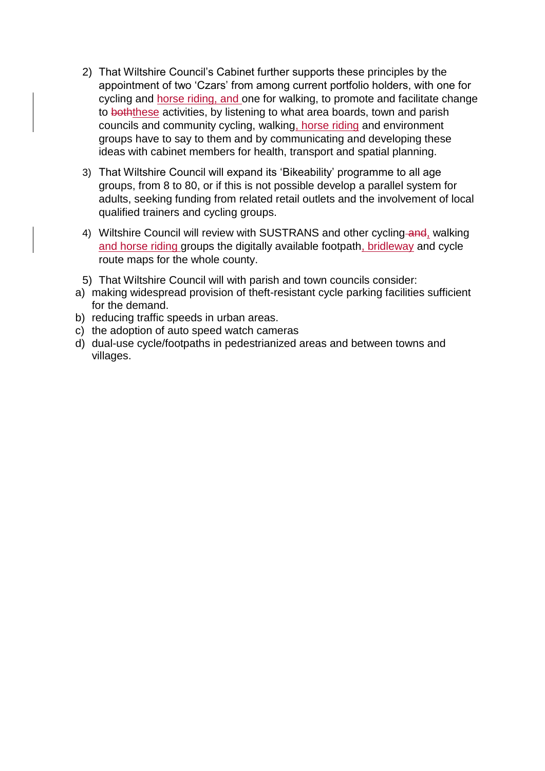2) That Wiltshire Council's Cabinet further supports these principles by the appointment of two 'Czars' from among current portfolio holders, with one for cycling and horse riding, and one for walking, to promote and facilitate change to ~~both~~these activities, by listening to what area boards, town and parish councils and community cycling, walking, horse riding and environment groups have to say to them and by communicating and developing these ideas with cabinet members for health, transport and spatial planning.

3) That Wiltshire Council will expand its 'Bikeability' programme to all age groups, from 8 to 80, or if this is not possible develop a parallel system for adults, seeking funding from related retail outlets and the involvement of local qualified trainers and cycling groups.

4) Wiltshire Council will review with SUSTRANS and other cycling ~~and~~, walking and horse riding groups the digitally available footpath, bridleway and cycle route maps for the whole county.

5) That Wiltshire Council will with parish and town councils consider:

a) making widespread provision of theft-resistant cycle parking facilities sufficient for the demand.
b) reducing traffic speeds in urban areas.
c) the adoption of auto speed watch cameras
d) dual-use cycle/footpaths in pedestrianized areas and between towns and villages.